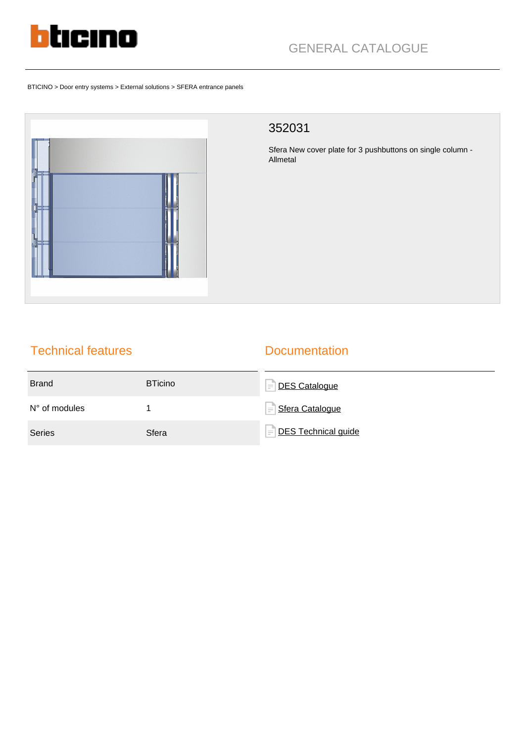GENERAL CATALOGUE

BTICINO > Door entry systems > External solutions > SFERA entrance panels

## 352031

Sfera New cover plate for 3 pushbuttons on single column - Allmetal

## Technical features

| Brand | BTicino |
|---|---|
| N° of modules | 1 |
| Series | Sfera |

## Documentation

- DES Catalogue
- Sfera Catalogue
- DES Technical guide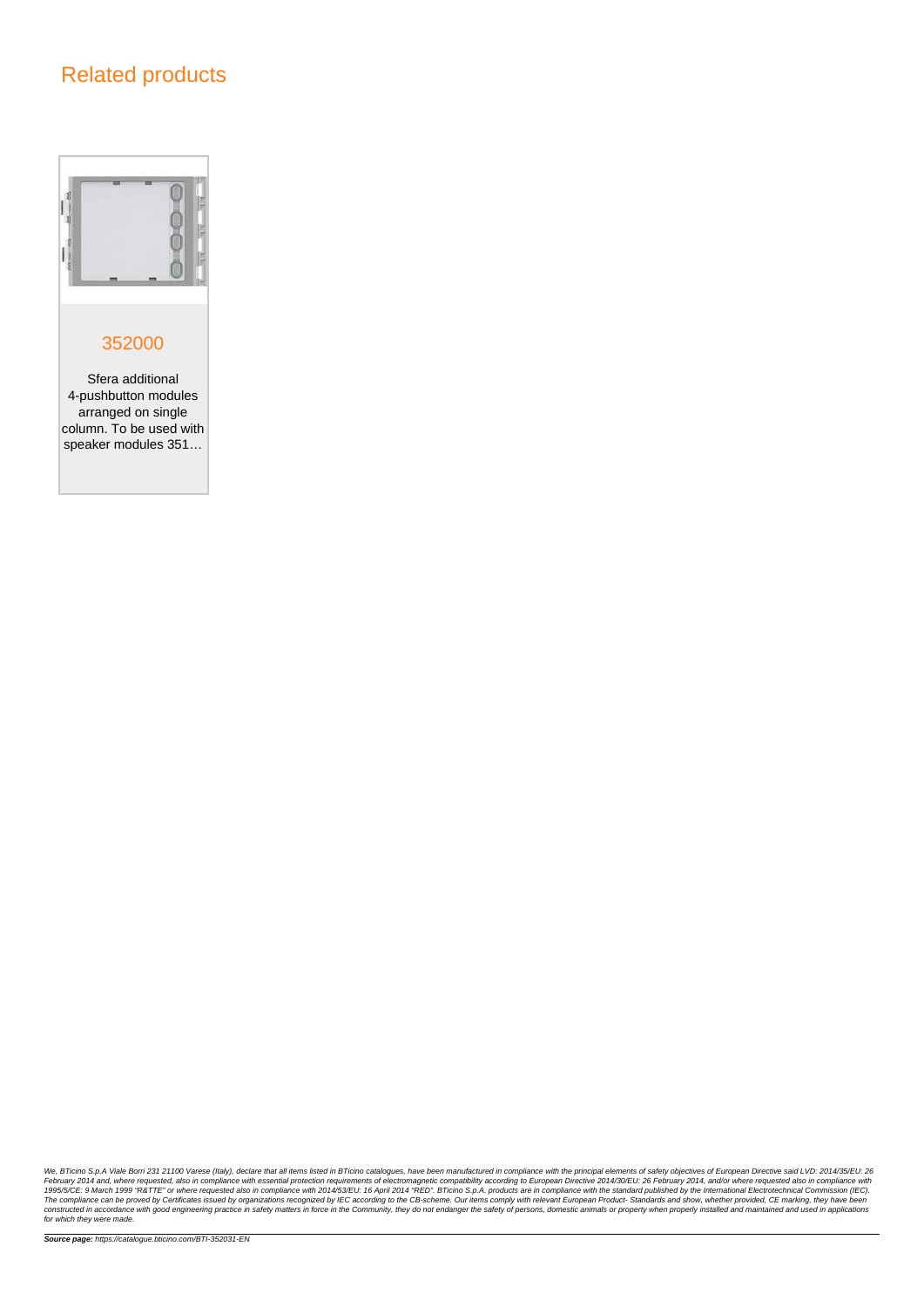# Related products

## 352000

Sfera additional 4-pushbutton modules arranged on single column. To be used with speaker modules 351…

*We, BTicino S.p.A Viale Borri 231 21100 Varese (Italy), declare that all items listed in BTicino catalogues, have been manufactured in compliance with the principal elements of safety objectives of European Directive said LVD: 2014/35/EU: 26 February 2014 and, where requested, also in compliance with essential protection requirements of electromagnetic compatibility according to European Directive 2014/30/EU: 26 February 2014, and/or where requested also in compliance with 1995/5/CE: 9 March 1999 "R&TTE" or where requested also in compliance with 2014/53/EU: 16 April 2014 "RED". BTicino S.p.A. products are in compliance with the standard published by the International Electrotechnical Commission (IEC). The compliance can be proved by Certificates issued by organizations recognized by IEC according to the CB-scheme. Our items comply with relevant European Product- Standards and show, whether provided, CE marking, they have been constructed in accordance with good engineering practice in safety matters in force in the Community, they do not endanger the safety of persons, domestic animals or property when properly installed and maintained and used in applications for which they were made.*

**Source page:** *https://catalogue.bticino.com/BTI-352031-EN*